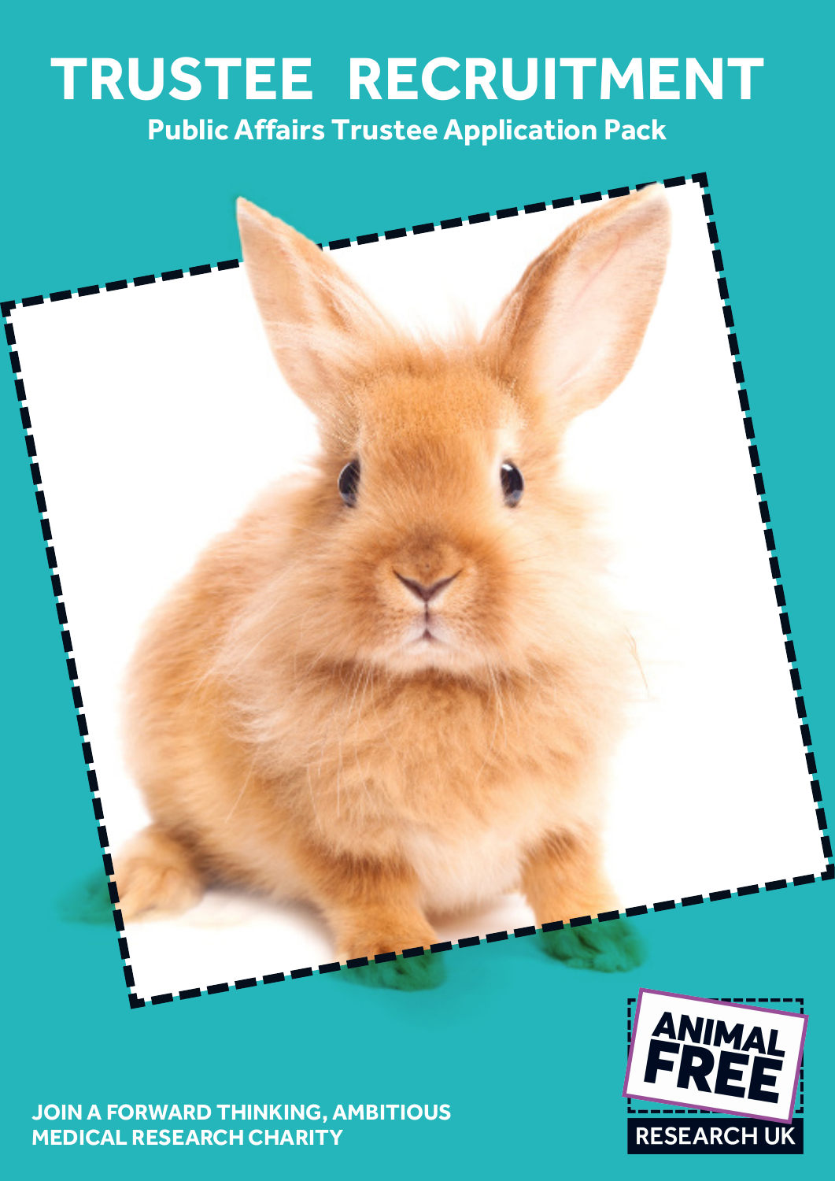# TRUSTEE RECRUITMENT

## Public Affairs Trustee Application Pack

**JOIN A FORWARD THINKING, AMBITIOUS MEDICAL RESEARCH CHARITY**

ANIMAL FREE RESEARCH UK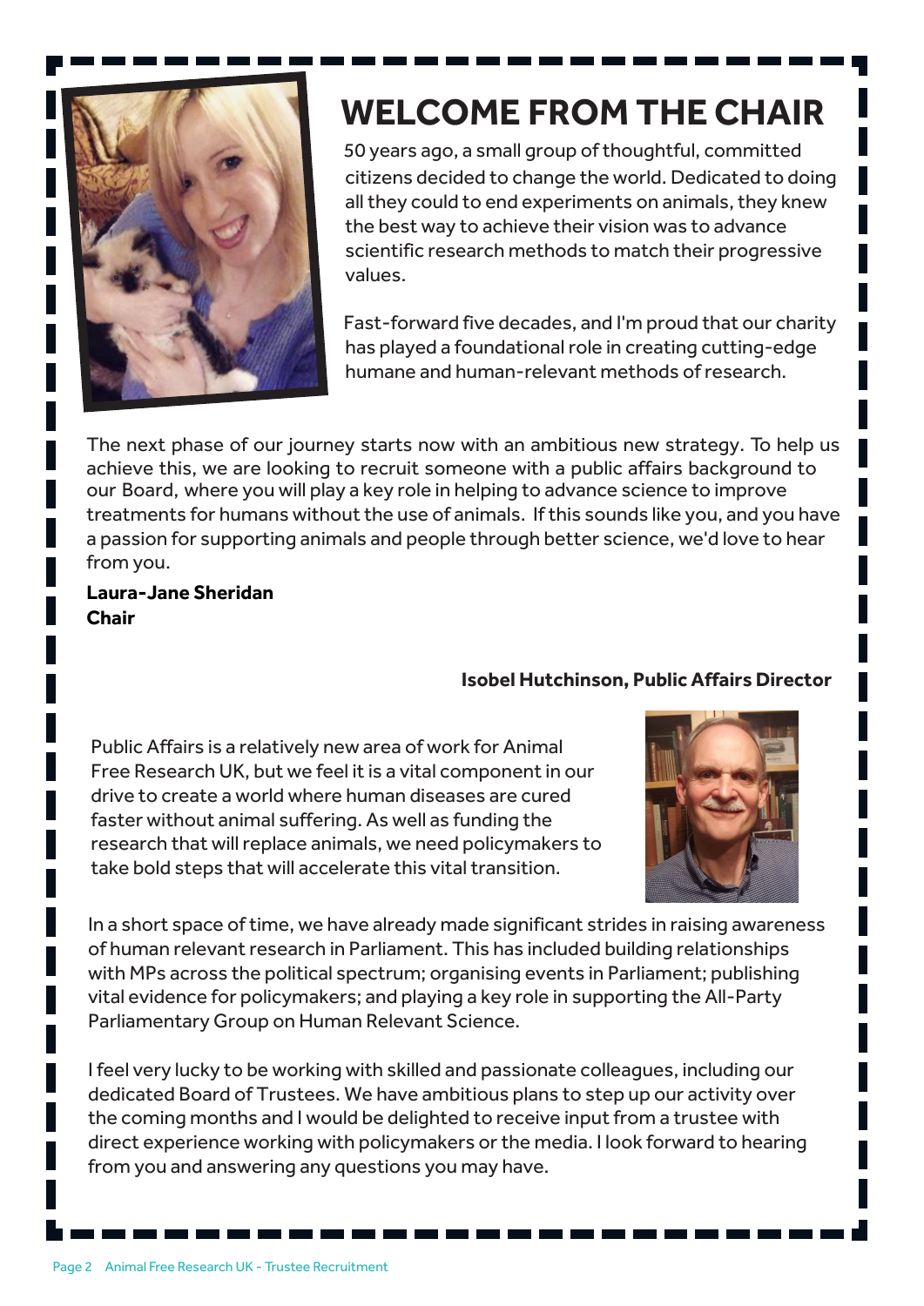# WELCOME FROM THE CHAIR

50 years ago, a small group of thoughtful, committed citizens decided to change the world. Dedicated to doing all they could to end experiments on animals, they knew the best way to achieve their vision was to advance scientific research methods to match their progressive values.

Fast-forward five decades, and I'm proud that our charity has played a foundational role in creating cutting-edge humane and human-relevant methods of research.

The next phase of our journey starts now with an ambitious new strategy. To help us achieve this, we are looking to recruit someone with a public affairs background to our Board, where you will play a key role in helping to advance science to improve treatments for humans without the use of animals. If this sounds like you, and you have a passion for supporting animals and people through better science, we'd love to hear from you.

**Laura-Jane Sheridan**
**Chair**

**Isobel Hutchinson, Public Affairs Director**

Public Affairs is a relatively new area of work for Animal Free Research UK, but we feel it is a vital component in our drive to create a world where human diseases are cured faster without animal suffering. As well as funding the research that will replace animals, we need policymakers to take bold steps that will accelerate this vital transition.

In a short space of time, we have already made significant strides in raising awareness of human relevant research in Parliament. This has included building relationships with MPs across the political spectrum; organising events in Parliament; publishing vital evidence for policymakers; and playing a key role in supporting the All-Party Parliamentary Group on Human Relevant Science.

I feel very lucky to be working with skilled and passionate colleagues, including our dedicated Board of Trustees. We have ambitious plans to step up our activity over the coming months and I would be delighted to receive input from a trustee with direct experience working with policymakers or the media. I look forward to hearing from you and answering any questions you may have.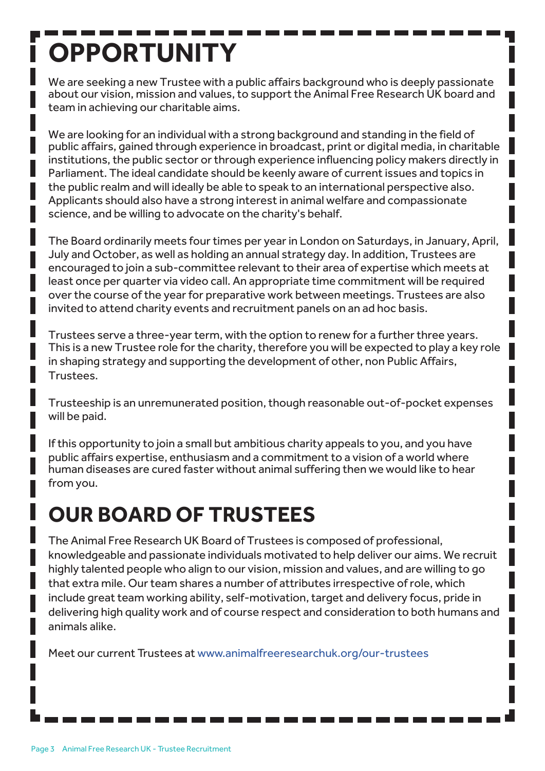# OPPORTUNITY

We are seeking a new Trustee with a public affairs background who is deeply passionate about our vision, mission and values, to support the Animal Free Research UK board and team in achieving our charitable aims.

We are looking for an individual with a strong background and standing in the field of public affairs, gained through experience in broadcast, print or digital media, in charitable institutions, the public sector or through experience influencing policy makers directly in Parliament. The ideal candidate should be keenly aware of current issues and topics in the public realm and will ideally be able to speak to an international perspective also. Applicants should also have a strong interest in animal welfare and compassionate science, and be willing to advocate on the charity's behalf.

The Board ordinarily meets four times per year in London on Saturdays, in January, April, July and October, as well as holding an annual strategy day. In addition, Trustees are encouraged to join a sub-committee relevant to their area of expertise which meets at least once per quarter via video call. An appropriate time commitment will be required over the course of the year for preparative work between meetings. Trustees are also invited to attend charity events and recruitment panels on an ad hoc basis.

Trustees serve a three-year term, with the option to renew for a further three years. This is a new Trustee role for the charity, therefore you will be expected to play a key role in shaping strategy and supporting the development of other, non Public Affairs, Trustees.

Trusteeship is an unremunerated position, though reasonable out-of-pocket expenses will be paid.

If this opportunity to join a small but ambitious charity appeals to you, and you have public affairs expertise, enthusiasm and a commitment to a vision of a world where human diseases are cured faster without animal suffering then we would like to hear from you.

# OUR BOARD OF TRUSTEES

The Animal Free Research UK Board of Trustees is composed of professional, knowledgeable and passionate individuals motivated to help deliver our aims. We recruit highly talented people who align to our vision, mission and values, and are willing to go that extra mile. Our team shares a number of attributes irrespective of role, which include great team working ability, self-motivation, target and delivery focus, pride in delivering high quality work and of course respect and consideration to both humans and animals alike.

Meet our current Trustees at www.animalfreeresearchuk.org/our-trustees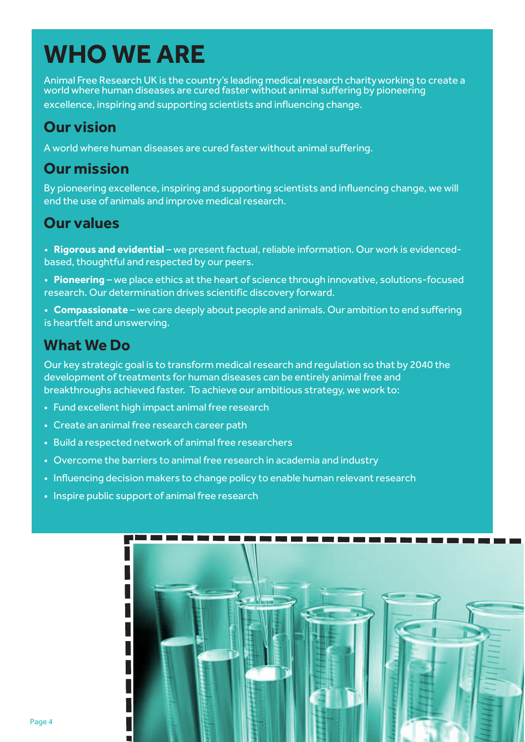# WHO WE ARE

Animal Free Research UK is the country's leading medical research charity working to create a world where human diseases are cured faster without animal suffering by pioneering excellence, inspiring and supporting scientists and influencing change.

## Our vision

A world where human diseases are cured faster without animal suffering.

## Our mission

By pioneering excellence, inspiring and supporting scientists and influencing change, we will end the use of animals and improve medical research.

## Our values

- **Rigorous and evidential** – we present factual, reliable information. Our work is evidenced-based, thoughtful and respected by our peers.
- **Pioneering** – we place ethics at the heart of science through innovative, solutions-focused research. Our determination drives scientific discovery forward.
- **Compassionate** – we care deeply about people and animals. Our ambition to end suffering is heartfelt and unswerving.

## What We Do

Our key strategic goal is to transform medical research and regulation so that by 2040 the development of treatments for human diseases can be entirely animal free and breakthroughs achieved faster. To achieve our ambitious strategy, we work to:

- Fund excellent high impact animal free research
- Create an animal free research career path
- Build a respected network of animal free researchers
- Overcome the barriers to animal free research in academia and industry
- Influencing decision makers to change policy to enable human relevant research
- Inspire public support of animal free research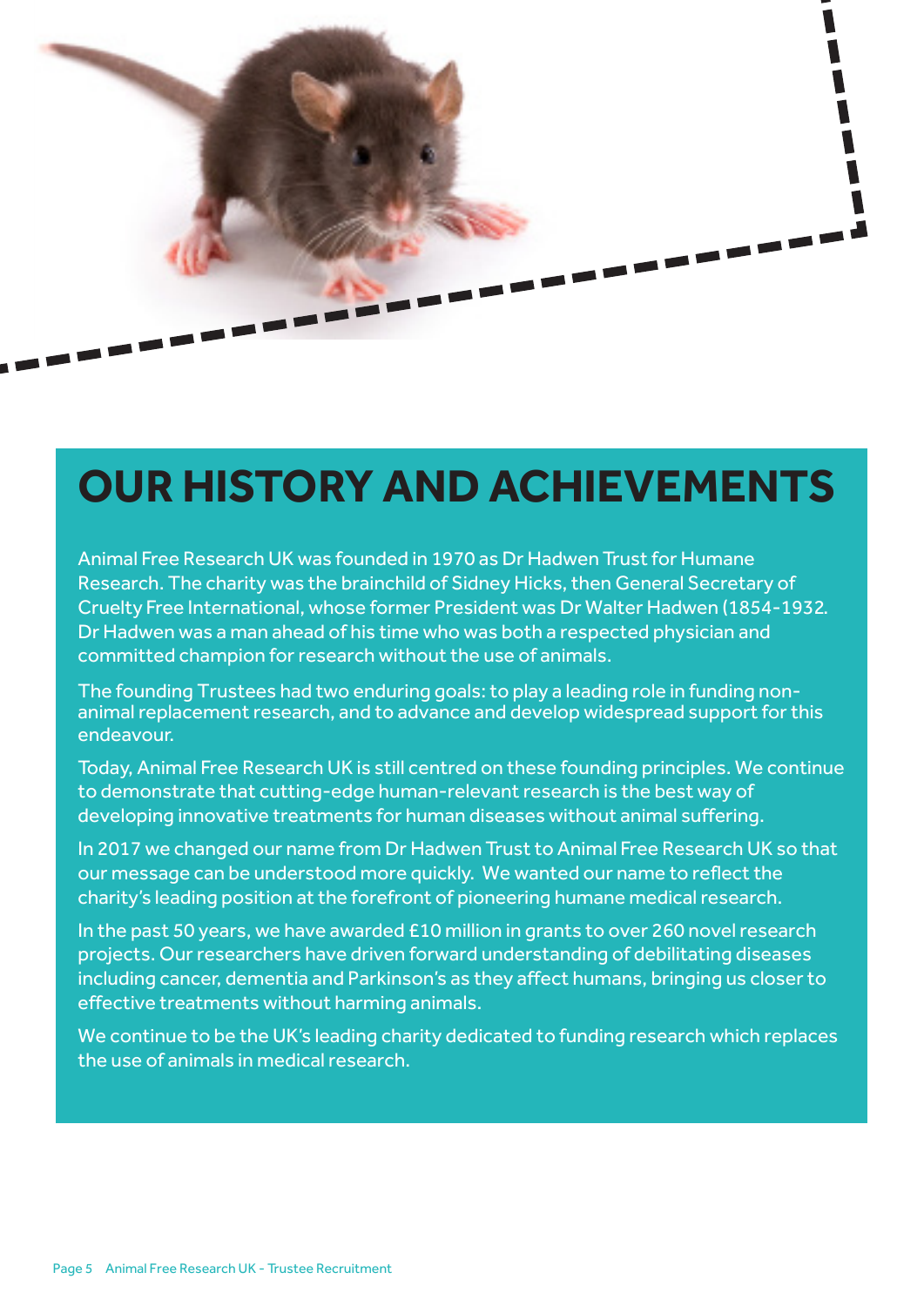# OUR HISTORY AND ACHIEVEMENTS

Animal Free Research UK was founded in 1970 as Dr Hadwen Trust for Humane Research. The charity was the brainchild of Sidney Hicks, then General Secretary of Cruelty Free International, whose former President was Dr Walter Hadwen (1854-1932. Dr Hadwen was a man ahead of his time who was both a respected physician and committed champion for research without the use of animals.

The founding Trustees had two enduring goals: to play a leading role in funding non-animal replacement research, and to advance and develop widespread support for this endeavour.

Today, Animal Free Research UK is still centred on these founding principles. We continue to demonstrate that cutting-edge human-relevant research is the best way of developing innovative treatments for human diseases without animal suffering.

In 2017 we changed our name from Dr Hadwen Trust to Animal Free Research UK so that our message can be understood more quickly. We wanted our name to reflect the charity's leading position at the forefront of pioneering humane medical research.

In the past 50 years, we have awarded £10 million in grants to over 260 novel research projects. Our researchers have driven forward understanding of debilitating diseases including cancer, dementia and Parkinson's as they affect humans, bringing us closer to effective treatments without harming animals.

We continue to be the UK's leading charity dedicated to funding research which replaces the use of animals in medical research.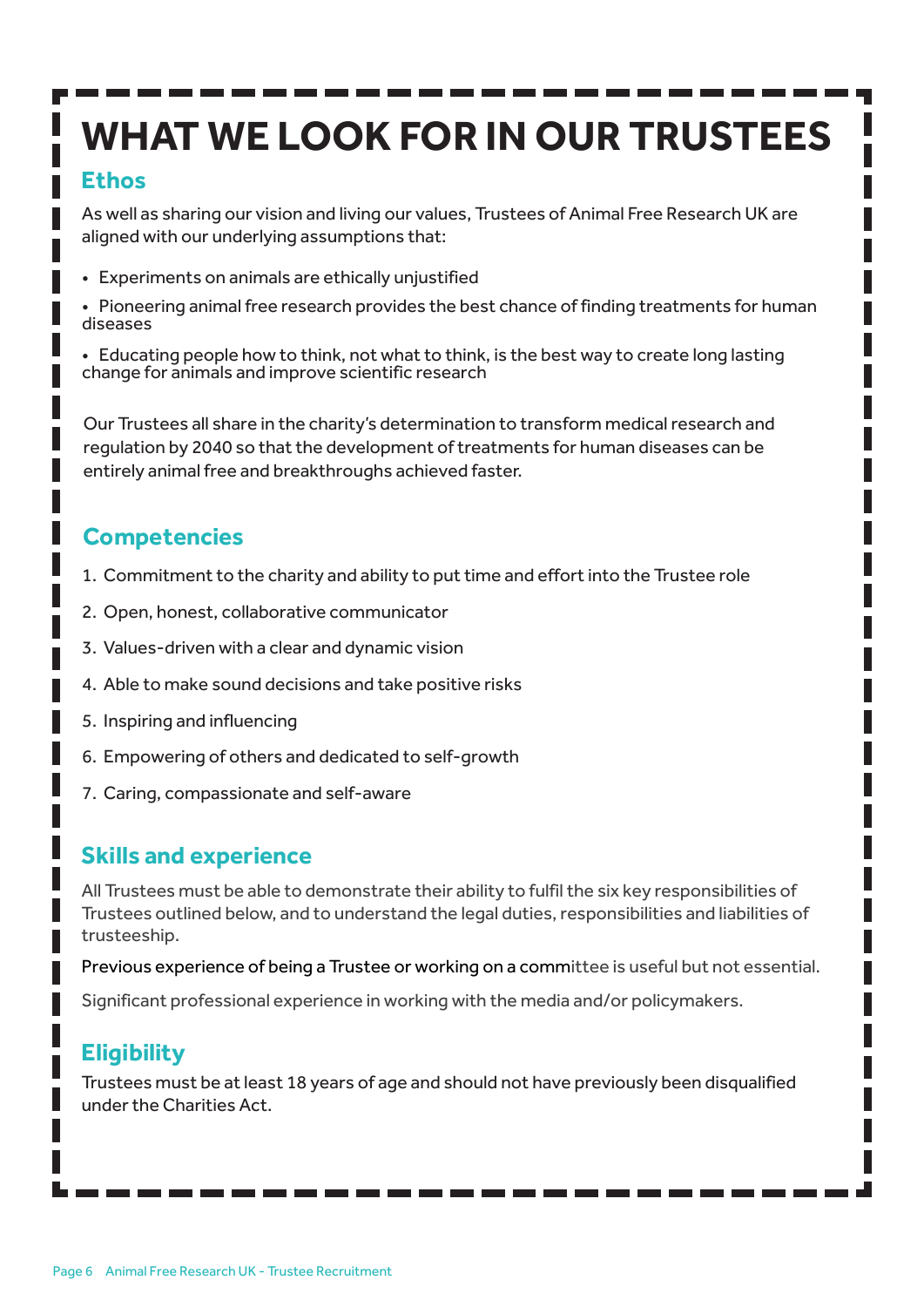# WHAT WE LOOK FOR IN OUR TRUSTEES

## Ethos

As well as sharing our vision and living our values, Trustees of Animal Free Research UK are aligned with our underlying assumptions that:

- Experiments on animals are ethically unjustified
- Pioneering animal free research provides the best chance of finding treatments for human diseases
- Educating people how to think, not what to think, is the best way to create long lasting change for animals and improve scientific research

Our Trustees all share in the charity's determination to transform medical research and regulation by 2040 so that the development of treatments for human diseases can be entirely animal free and breakthroughs achieved faster.

## Competencies

1. Commitment to the charity and ability to put time and effort into the Trustee role
2. Open, honest, collaborative communicator
3. Values-driven with a clear and dynamic vision
4. Able to make sound decisions and take positive risks
5. Inspiring and influencing
6. Empowering of others and dedicated to self-growth
7. Caring, compassionate and self-aware

## Skills and experience

All Trustees must be able to demonstrate their ability to fulfil the six key responsibilities of Trustees outlined below, and to understand the legal duties, responsibilities and liabilities of trusteeship.

Previous experience of being a Trustee or working on a committee is useful but not essential.

Significant professional experience in working with the media and/or policymakers.

## Eligibility

Trustees must be at least 18 years of age and should not have previously been disqualified under the Charities Act.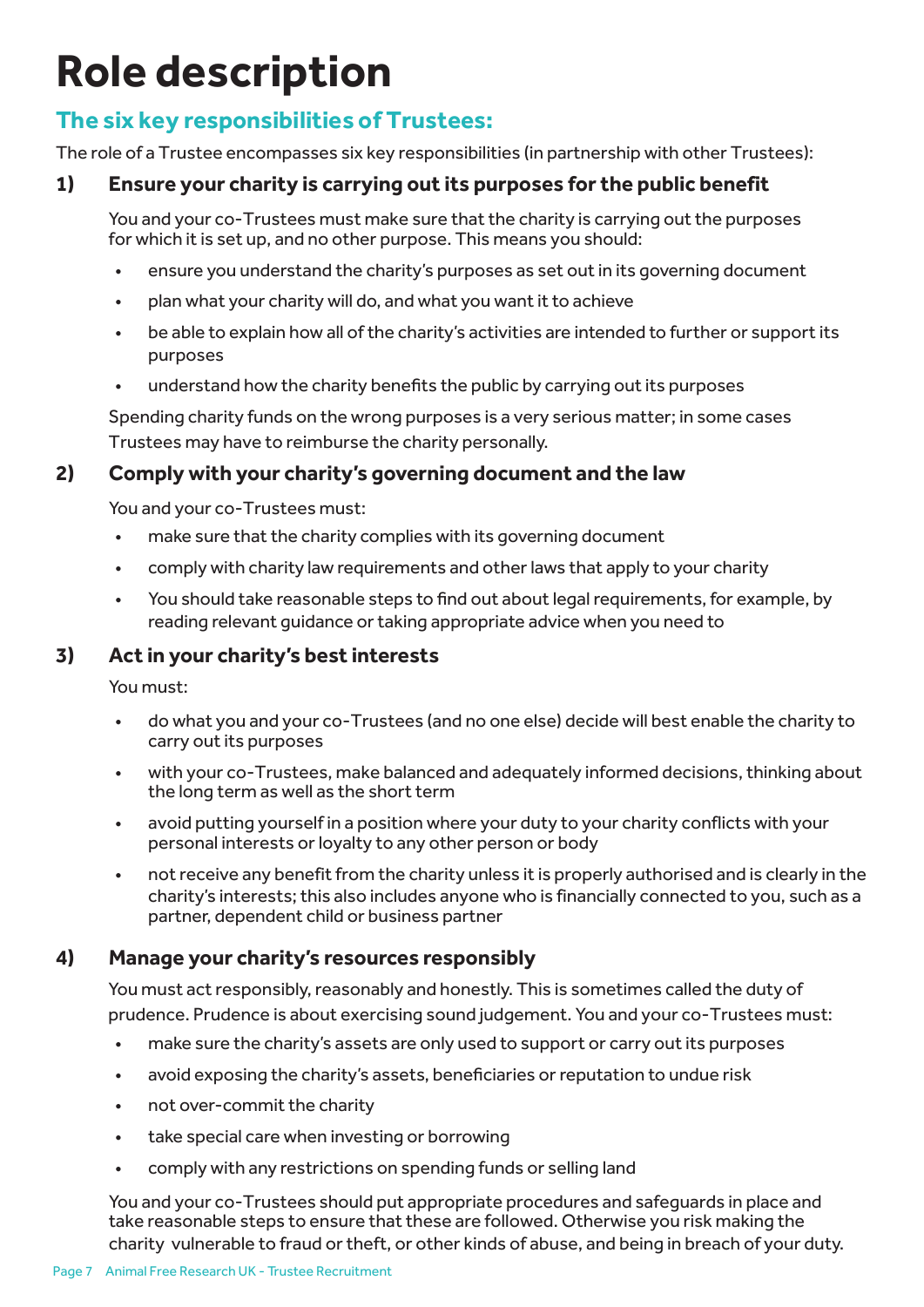# Role description

## The six key responsibilities of Trustees:

The role of a Trustee encompasses six key responsibilities (in partnership with other Trustees):

### 1) Ensure your charity is carrying out its purposes for the public benefit

You and your co-Trustees must make sure that the charity is carrying out the purposes for which it is set up, and no other purpose. This means you should:

- ensure you understand the charity's purposes as set out in its governing document
- plan what your charity will do, and what you want it to achieve
- be able to explain how all of the charity's activities are intended to further or support its purposes
- understand how the charity benefits the public by carrying out its purposes

Spending charity funds on the wrong purposes is a very serious matter; in some cases Trustees may have to reimburse the charity personally.

### 2) Comply with your charity's governing document and the law

You and your co-Trustees must:

- make sure that the charity complies with its governing document
- comply with charity law requirements and other laws that apply to your charity
- You should take reasonable steps to find out about legal requirements, for example, by reading relevant guidance or taking appropriate advice when you need to

### 3) Act in your charity's best interests

You must:

- do what you and your co-Trustees (and no one else) decide will best enable the charity to carry out its purposes
- with your co-Trustees, make balanced and adequately informed decisions, thinking about the long term as well as the short term
- avoid putting yourself in a position where your duty to your charity conflicts with your personal interests or loyalty to any other person or body
- not receive any benefit from the charity unless it is properly authorised and is clearly in the charity's interests; this also includes anyone who is financially connected to you, such as a partner, dependent child or business partner

### 4) Manage your charity's resources responsibly

You must act responsibly, reasonably and honestly. This is sometimes called the duty of prudence. Prudence is about exercising sound judgement. You and your co-Trustees must:

- make sure the charity's assets are only used to support or carry out its purposes
- avoid exposing the charity's assets, beneficiaries or reputation to undue risk
- not over-commit the charity
- take special care when investing or borrowing
- comply with any restrictions on spending funds or selling land

You and your co-Trustees should put appropriate procedures and safeguards in place and take reasonable steps to ensure that these are followed. Otherwise you risk making the charity vulnerable to fraud or theft, or other kinds of abuse, and being in breach of your duty.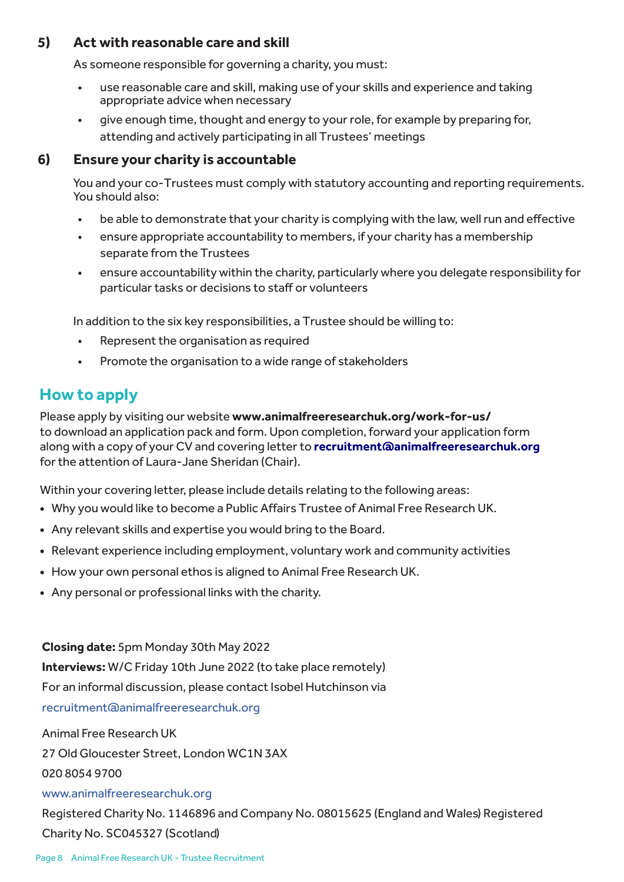### 5) Act with reasonable care and skill

As someone responsible for governing a charity, you must:

- use reasonable care and skill, making use of your skills and experience and taking appropriate advice when necessary
- give enough time, thought and energy to your role, for example by preparing for, attending and actively participating in all Trustees' meetings

### 6) Ensure your charity is accountable

You and your co-Trustees must comply with statutory accounting and reporting requirements. You should also:

- be able to demonstrate that your charity is complying with the law, well run and effective
- ensure appropriate accountability to members, if your charity has a membership separate from the Trustees
- ensure accountability within the charity, particularly where you delegate responsibility for particular tasks or decisions to staff or volunteers

In addition to the six key responsibilities, a Trustee should be willing to:

- Represent the organisation as required
- Promote the organisation to a wide range of stakeholders

## How to apply

Please apply by visiting our website **www.animalfreeresearchuk.org/work-for-us/** to download an application pack and form. Upon completion, forward your application form along with a copy of your CV and covering letter to **recruitment@animalfreeresearchuk.org** for the attention of Laura-Jane Sheridan (Chair).

Within your covering letter, please include details relating to the following areas:

- Why you would like to become a Public Affairs Trustee of Animal Free Research UK.
- Any relevant skills and expertise you would bring to the Board.
- Relevant experience including employment, voluntary work and community activities
- How your own personal ethos is aligned to Animal Free Research UK.
- Any personal or professional links with the charity.

**Closing date:** 5pm Monday 30th May 2022

**Interviews:** W/C Friday 10th June 2022 (to take place remotely)

For an informal discussion, please contact Isobel Hutchinson via recruitment@animalfreeresearchuk.org

Animal Free Research UK
27 Old Gloucester Street, London WC1N 3AX
020 8054 9700
www.animalfreeresearchuk.org

Registered Charity No. 1146896 and Company No. 08015625 (England and Wales) Registered Charity No. SC045327 (Scotland)